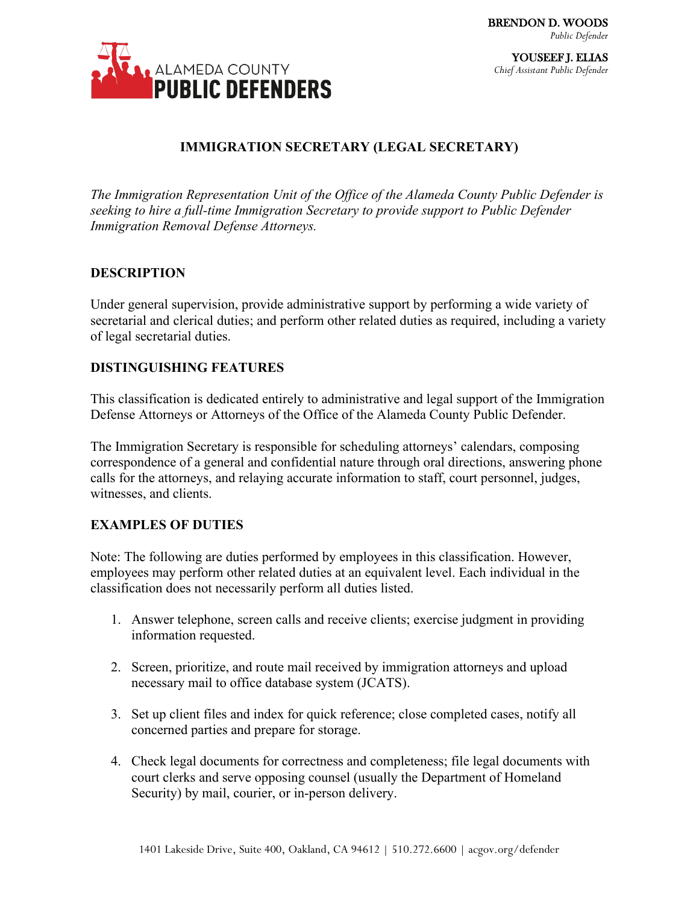BRENDON D. WOODS
*Public Defender*

YOUSEEF J. ELIAS
*Chief Assistant Public Defender*

ALAMEDA COUNTY
**PUBLIC DEFENDERS**

# IMMIGRATION SECRETARY (LEGAL SECRETARY)

*The Immigration Representation Unit of the Office of the Alameda County Public Defender is seeking to hire a full-time Immigration Secretary to provide support to Public Defender Immigration Removal Defense Attorneys.*

## DESCRIPTION

Under general supervision, provide administrative support by performing a wide variety of secretarial and clerical duties; and perform other related duties as required, including a variety of legal secretarial duties.

## DISTINGUISHING FEATURES

This classification is dedicated entirely to administrative and legal support of the Immigration Defense Attorneys or Attorneys of the Office of the Alameda County Public Defender.

The Immigration Secretary is responsible for scheduling attorneys' calendars, composing correspondence of a general and confidential nature through oral directions, answering phone calls for the attorneys, and relaying accurate information to staff, court personnel, judges, witnesses, and clients.

## EXAMPLES OF DUTIES

Note: The following are duties performed by employees in this classification. However, employees may perform other related duties at an equivalent level. Each individual in the classification does not necessarily perform all duties listed.

1. Answer telephone, screen calls and receive clients; exercise judgment in providing information requested.

2. Screen, prioritize, and route mail received by immigration attorneys and upload necessary mail to office database system (JCATS).

3. Set up client files and index for quick reference; close completed cases, notify all concerned parties and prepare for storage.

4. Check legal documents for correctness and completeness; file legal documents with court clerks and serve opposing counsel (usually the Department of Homeland Security) by mail, courier, or in-person delivery.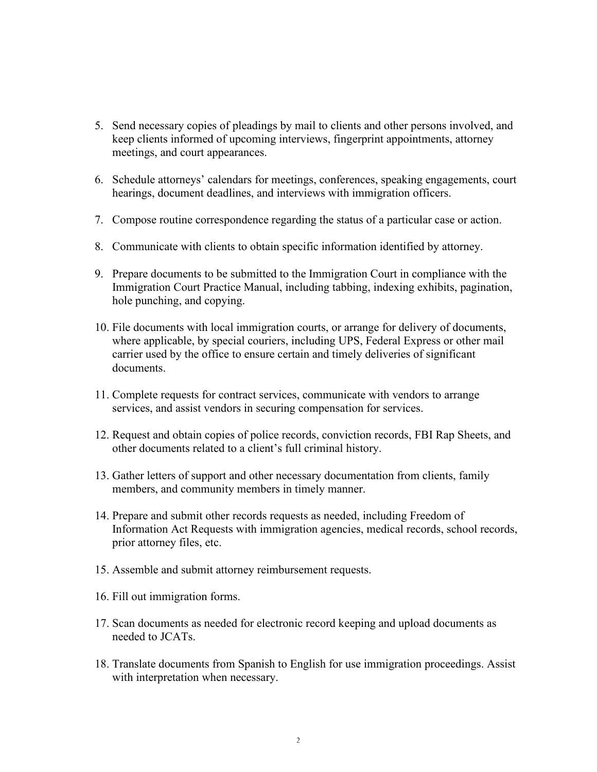5. Send necessary copies of pleadings by mail to clients and other persons involved, and keep clients informed of upcoming interviews, fingerprint appointments, attorney meetings, and court appearances.

6. Schedule attorneys' calendars for meetings, conferences, speaking engagements, court hearings, document deadlines, and interviews with immigration officers.

7. Compose routine correspondence regarding the status of a particular case or action.

8. Communicate with clients to obtain specific information identified by attorney.

9. Prepare documents to be submitted to the Immigration Court in compliance with the Immigration Court Practice Manual, including tabbing, indexing exhibits, pagination, hole punching, and copying.

10. File documents with local immigration courts, or arrange for delivery of documents, where applicable, by special couriers, including UPS, Federal Express or other mail carrier used by the office to ensure certain and timely deliveries of significant documents.

11. Complete requests for contract services, communicate with vendors to arrange services, and assist vendors in securing compensation for services.

12. Request and obtain copies of police records, conviction records, FBI Rap Sheets, and other documents related to a client's full criminal history.

13. Gather letters of support and other necessary documentation from clients, family members, and community members in timely manner.

14. Prepare and submit other records requests as needed, including Freedom of Information Act Requests with immigration agencies, medical records, school records, prior attorney files, etc.

15. Assemble and submit attorney reimbursement requests.

16. Fill out immigration forms.

17. Scan documents as needed for electronic record keeping and upload documents as needed to JCATs.

18. Translate documents from Spanish to English for use immigration proceedings. Assist with interpretation when necessary.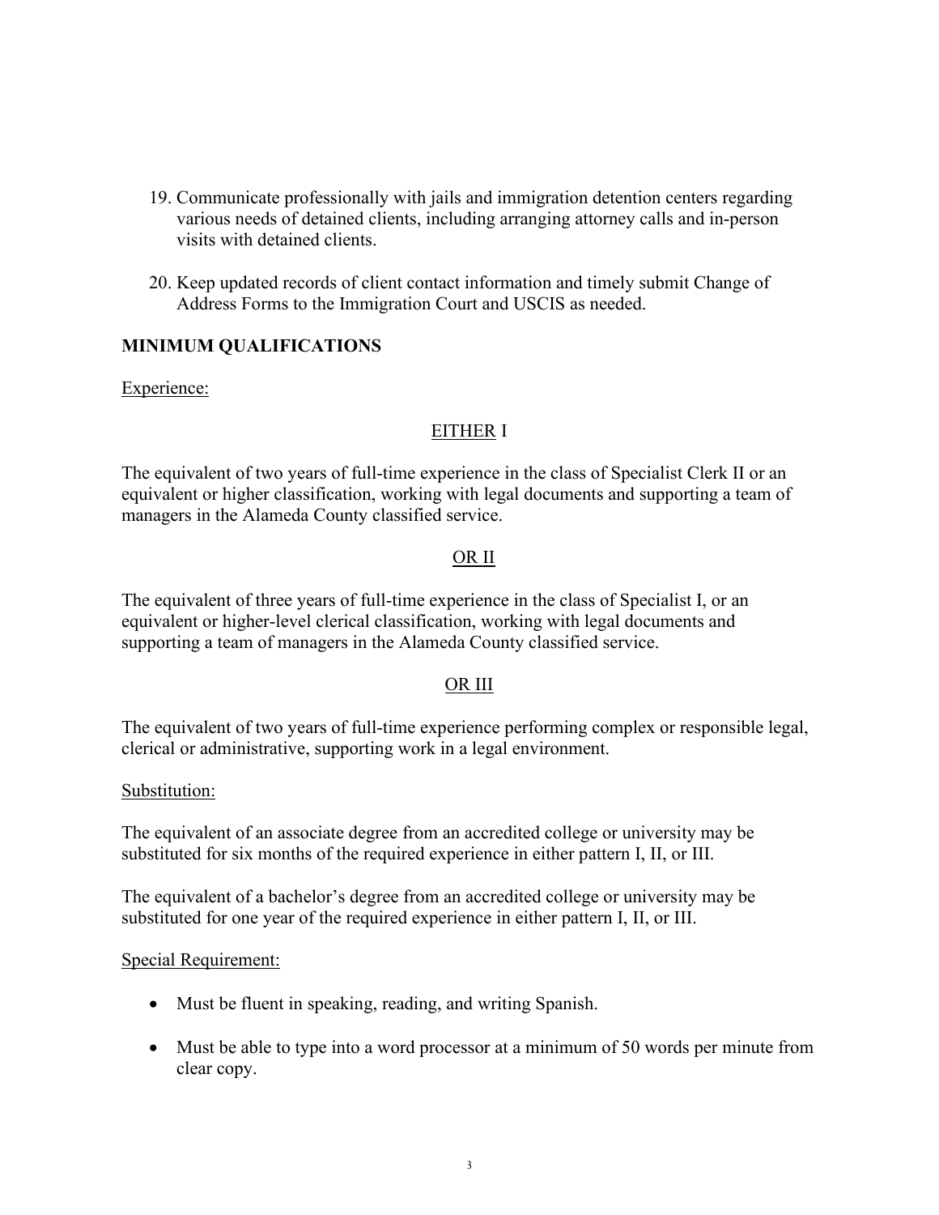19. Communicate professionally with jails and immigration detention centers regarding various needs of detained clients, including arranging attorney calls and in-person visits with detained clients.

20. Keep updated records of client contact information and timely submit Change of Address Forms to the Immigration Court and USCIS as needed.

## MINIMUM QUALIFICATIONS

<u>Experience:</u>

<u>EITHER</u> I

The equivalent of two years of full-time experience in the class of Specialist Clerk II or an equivalent or higher classification, working with legal documents and supporting a team of managers in the Alameda County classified service.

<u>OR II</u>

The equivalent of three years of full-time experience in the class of Specialist I, or an equivalent or higher-level clerical classification, working with legal documents and supporting a team of managers in the Alameda County classified service.

<u>OR III</u>

The equivalent of two years of full-time experience performing complex or responsible legal, clerical or administrative, supporting work in a legal environment.

<u>Substitution:</u>

The equivalent of an associate degree from an accredited college or university may be substituted for six months of the required experience in either pattern I, II, or III.

The equivalent of a bachelor's degree from an accredited college or university may be substituted for one year of the required experience in either pattern I, II, or III.

<u>Special Requirement:</u>

- Must be fluent in speaking, reading, and writing Spanish.
- Must be able to type into a word processor at a minimum of 50 words per minute from clear copy.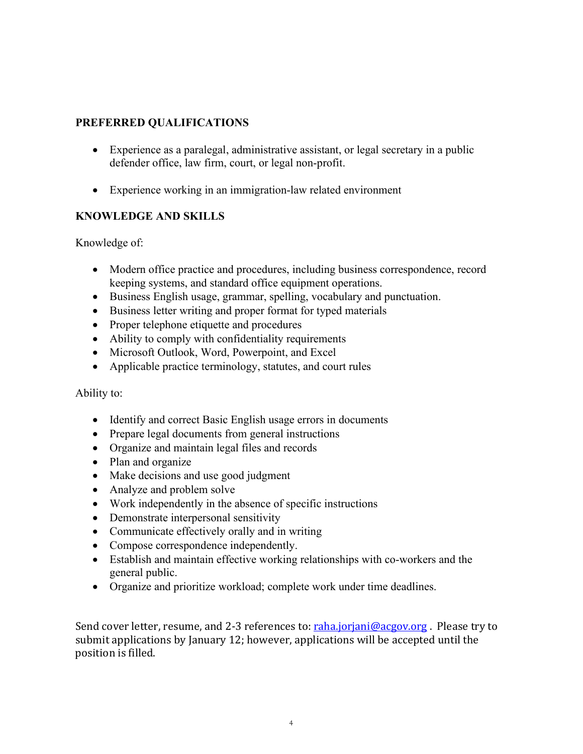## PREFERRED QUALIFICATIONS

- Experience as a paralegal, administrative assistant, or legal secretary in a public defender office, law firm, court, or legal non-profit.
- Experience working in an immigration-law related environment

## KNOWLEDGE AND SKILLS

Knowledge of:

- Modern office practice and procedures, including business correspondence, record keeping systems, and standard office equipment operations.
- Business English usage, grammar, spelling, vocabulary and punctuation.
- Business letter writing and proper format for typed materials
- Proper telephone etiquette and procedures
- Ability to comply with confidentiality requirements
- Microsoft Outlook, Word, Powerpoint, and Excel
- Applicable practice terminology, statutes, and court rules

Ability to:

- Identify and correct Basic English usage errors in documents
- Prepare legal documents from general instructions
- Organize and maintain legal files and records
- Plan and organize
- Make decisions and use good judgment
- Analyze and problem solve
- Work independently in the absence of specific instructions
- Demonstrate interpersonal sensitivity
- Communicate effectively orally and in writing
- Compose correspondence independently.
- Establish and maintain effective working relationships with co-workers and the general public.
- Organize and prioritize workload; complete work under time deadlines.

Send cover letter, resume, and 2-3 references to: raha.jorjani@acgov.org . Please try to submit applications by January 12; however, applications will be accepted until the position is filled.